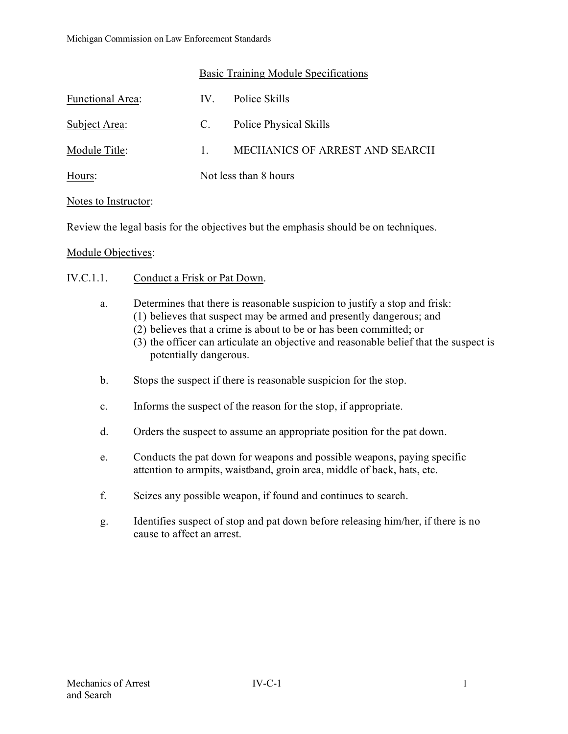## Basic Training Module Specifications

**Functional Area**: IV. Police Skills

**Subject Area**: C. Police Physical Skills

**Module Title**: 1. MECHANICS OF ARREST AND SEARCH

**Hours**: Not less than 8 hours

**Notes to Instructor**:

Review the legal basis for the objectives but the emphasis should be on techniques.

**Module Objectives**:

IV.C.1.1. Conduct a Frisk or Pat Down.

a. Determines that there is reasonable suspicion to justify a stop and frisk:
   (1) believes that suspect may be armed and presently dangerous; and
   (2) believes that a crime is about to be or has been committed; or
   (3) the officer can articulate an objective and reasonable belief that the suspect is potentially dangerous.

b. Stops the suspect if there is reasonable suspicion for the stop.

c. Informs the suspect of the reason for the stop, if appropriate.

d. Orders the suspect to assume an appropriate position for the pat down.

e. Conducts the pat down for weapons and possible weapons, paying specific attention to armpits, waistband, groin area, middle of back, hats, etc.

f. Seizes any possible weapon, if found and continues to search.

g. Identifies suspect of stop and pat down before releasing him/her, if there is no cause to affect an arrest.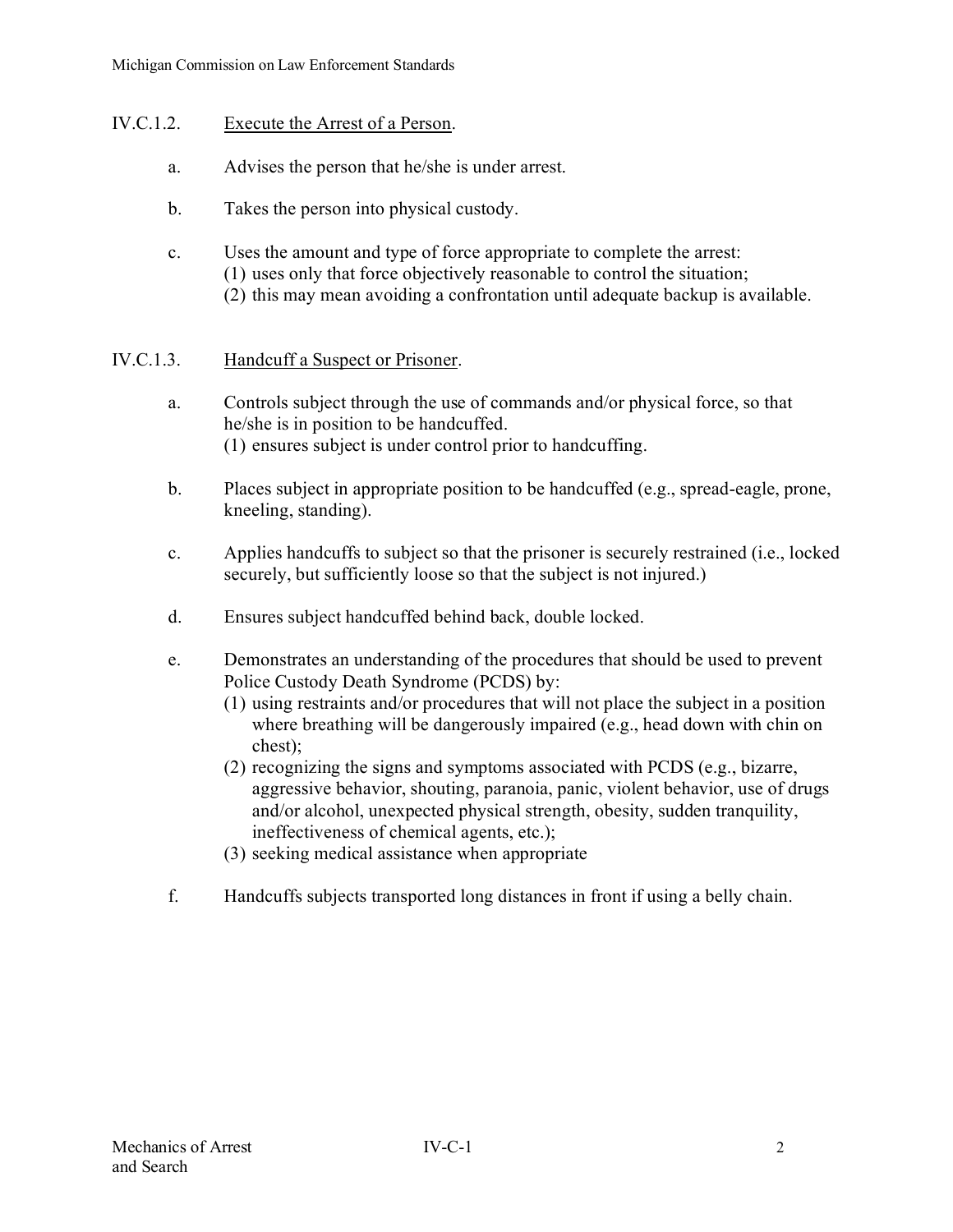## IV.C.1.2. <u>Execute the Arrest of a Person</u>.

a. Advises the person that he/she is under arrest.

b. Takes the person into physical custody.

c. Uses the amount and type of force appropriate to complete the arrest:
   (1) uses only that force objectively reasonable to control the situation;
   (2) this may mean avoiding a confrontation until adequate backup is available.

## IV.C.1.3. <u>Handcuff a Suspect or Prisoner</u>.

a. Controls subject through the use of commands and/or physical force, so that he/she is in position to be handcuffed.
   (1) ensures subject is under control prior to handcuffing.

b. Places subject in appropriate position to be handcuffed (e.g., spread-eagle, prone, kneeling, standing).

c. Applies handcuffs to subject so that the prisoner is securely restrained (i.e., locked securely, but sufficiently loose so that the subject is not injured.)

d. Ensures subject handcuffed behind back, double locked.

e. Demonstrates an understanding of the procedures that should be used to prevent Police Custody Death Syndrome (PCDS) by:
   (1) using restraints and/or procedures that will not place the subject in a position where breathing will be dangerously impaired (e.g., head down with chin on chest);
   (2) recognizing the signs and symptoms associated with PCDS (e.g., bizarre, aggressive behavior, shouting, paranoia, panic, violent behavior, use of drugs and/or alcohol, unexpected physical strength, obesity, sudden tranquility, ineffectiveness of chemical agents, etc.);
   (3) seeking medical assistance when appropriate

f. Handcuffs subjects transported long distances in front if using a belly chain.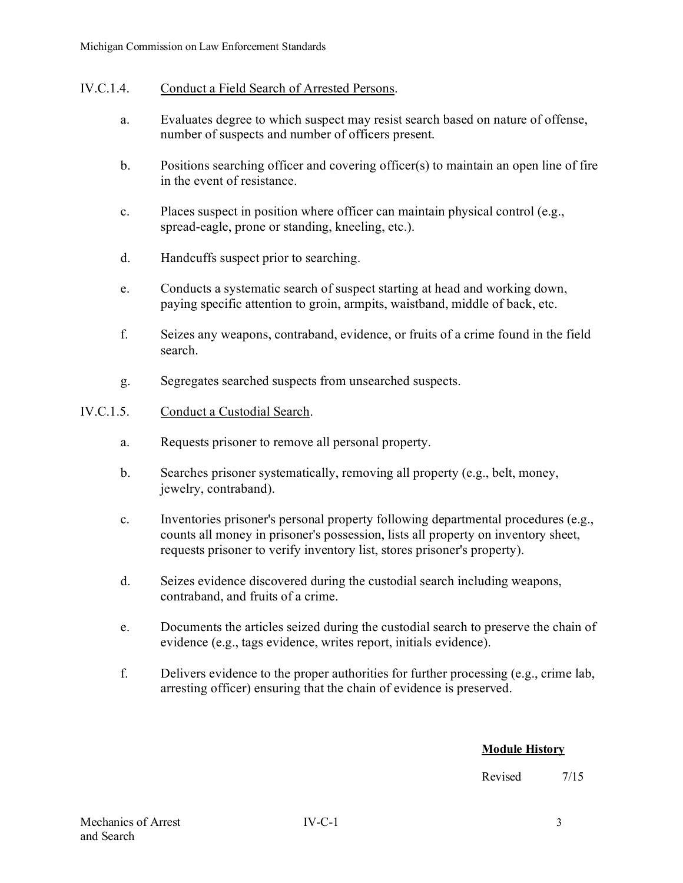IV.C.1.4. Conduct a Field Search of Arrested Persons.

a. Evaluates degree to which suspect may resist search based on nature of offense, number of suspects and number of officers present.

b. Positions searching officer and covering officer(s) to maintain an open line of fire in the event of resistance.

c. Places suspect in position where officer can maintain physical control (e.g., spread-eagle, prone or standing, kneeling, etc.).

d. Handcuffs suspect prior to searching.

e. Conducts a systematic search of suspect starting at head and working down, paying specific attention to groin, armpits, waistband, middle of back, etc.

f. Seizes any weapons, contraband, evidence, or fruits of a crime found in the field search.

g. Segregates searched suspects from unsearched suspects.

IV.C.1.5. Conduct a Custodial Search.

a. Requests prisoner to remove all personal property.

b. Searches prisoner systematically, removing all property (e.g., belt, money, jewelry, contraband).

c. Inventories prisoner's personal property following departmental procedures (e.g., counts all money in prisoner's possession, lists all property on inventory sheet, requests prisoner to verify inventory list, stores prisoner's property).

d. Seizes evidence discovered during the custodial search including weapons, contraband, and fruits of a crime.

e. Documents the articles seized during the custodial search to preserve the chain of evidence (e.g., tags evidence, writes report, initials evidence).

f. Delivers evidence to the proper authorities for further processing (e.g., crime lab, arresting officer) ensuring that the chain of evidence is preserved.

**Module History**

Revised 7/15